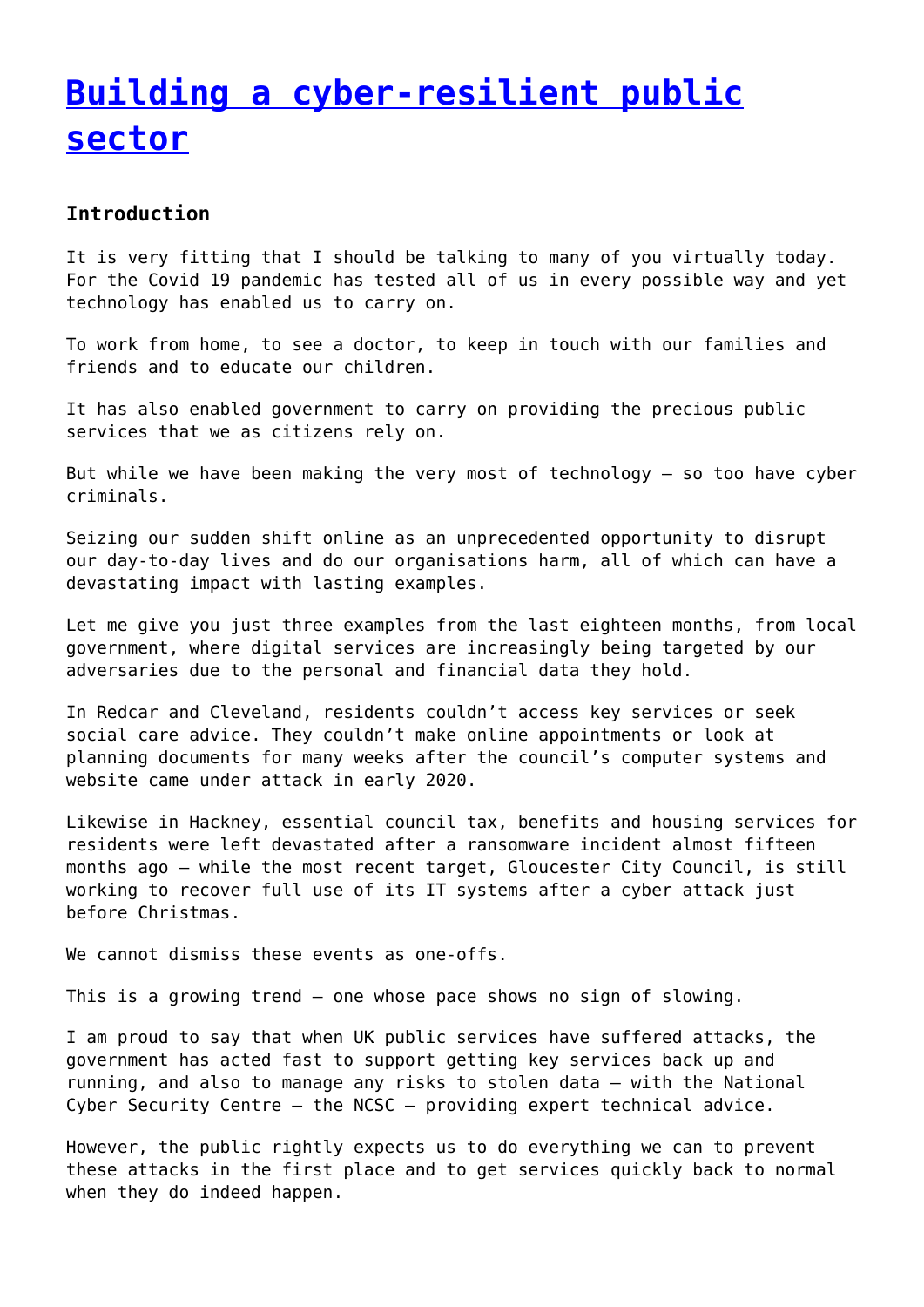# [Building a cyber-resilient public sector]

### Introduction

It is very fitting that I should be talking to many of you virtually today. For the Covid 19 pandemic has tested all of us in every possible way and yet technology has enabled us to carry on.

To work from home, to see a doctor, to keep in touch with our families and friends and to educate our children.

It has also enabled government to carry on providing the precious public services that we as citizens rely on.

But while we have been making the very most of technology – so too have cyber criminals.

Seizing our sudden shift online as an unprecedented opportunity to disrupt our day-to-day lives and do our organisations harm, all of which can have a devastating impact with lasting examples.

Let me give you just three examples from the last eighteen months, from local government, where digital services are increasingly being targeted by our adversaries due to the personal and financial data they hold.

In Redcar and Cleveland, residents couldn't access key services or seek social care advice. They couldn't make online appointments or look at planning documents for many weeks after the council's computer systems and website came under attack in early 2020.

Likewise in Hackney, essential council tax, benefits and housing services for residents were left devastated after a ransomware incident almost fifteen months ago – while the most recent target, Gloucester City Council, is still working to recover full use of its IT systems after a cyber attack just before Christmas.

We cannot dismiss these events as one-offs.

This is a growing trend – one whose pace shows no sign of slowing.

I am proud to say that when UK public services have suffered attacks, the government has acted fast to support getting key services back up and running, and also to manage any risks to stolen data – with the National Cyber Security Centre – the NCSC – providing expert technical advice.

However, the public rightly expects us to do everything we can to prevent these attacks in the first place and to get services quickly back to normal when they do indeed happen.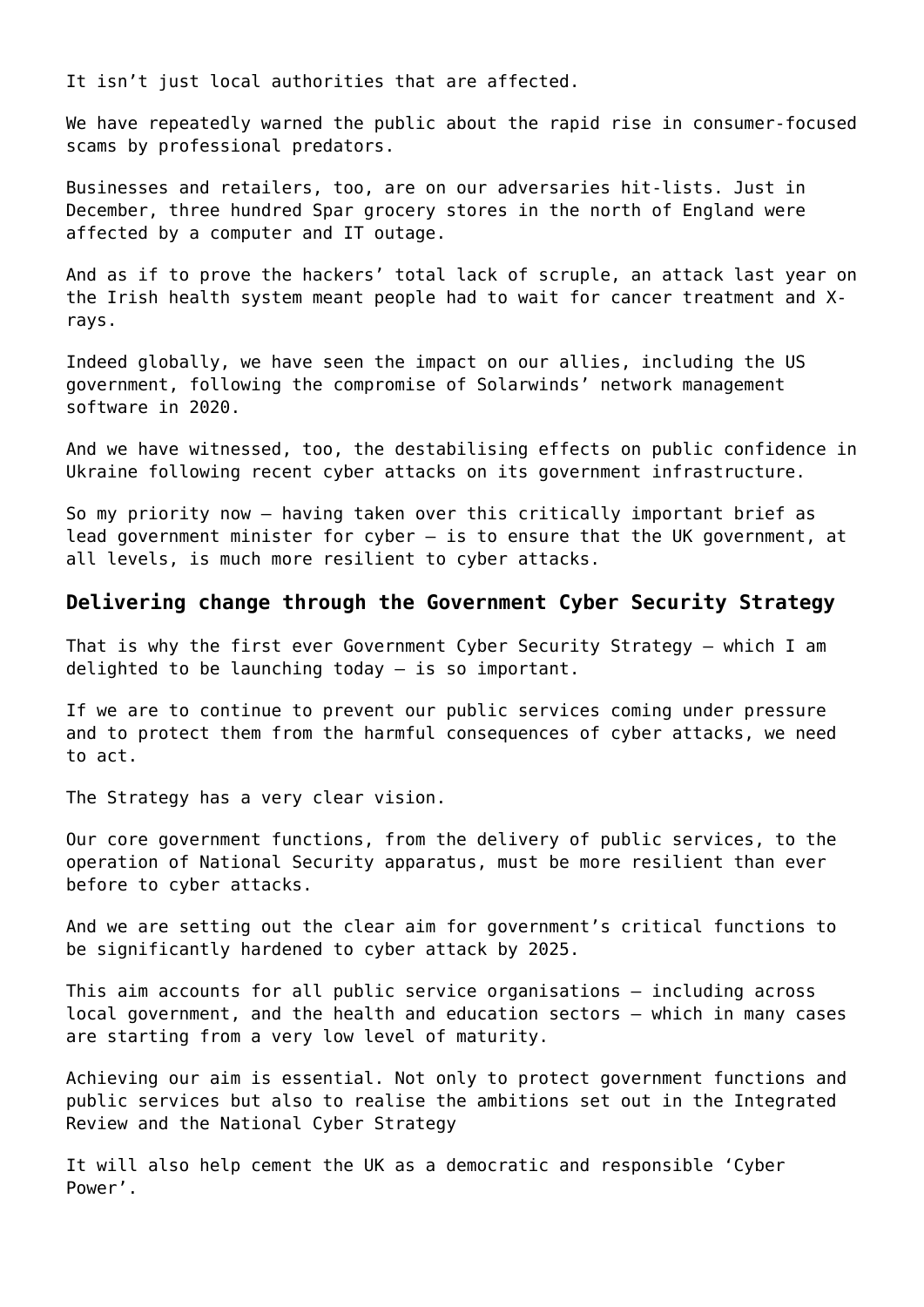It isn't just local authorities that are affected.

We have repeatedly warned the public about the rapid rise in consumer-focused scams by professional predators.

Businesses and retailers, too, are on our adversaries hit-lists. Just in December, three hundred Spar grocery stores in the north of England were affected by a computer and IT outage.

And as if to prove the hackers' total lack of scruple, an attack last year on the Irish health system meant people had to wait for cancer treatment and X-rays.

Indeed globally, we have seen the impact on our allies, including the US government, following the compromise of Solarwinds' network management software in 2020.

And we have witnessed, too, the destabilising effects on public confidence in Ukraine following recent cyber attacks on its government infrastructure.

So my priority now – having taken over this critically important brief as lead government minister for cyber – is to ensure that the UK government, at all levels, is much more resilient to cyber attacks.

### Delivering change through the Government Cyber Security Strategy

That is why the first ever Government Cyber Security Strategy – which I am delighted to be launching today – is so important.

If we are to continue to prevent our public services coming under pressure and to protect them from the harmful consequences of cyber attacks, we need to act.

The Strategy has a very clear vision.

Our core government functions, from the delivery of public services, to the operation of National Security apparatus, must be more resilient than ever before to cyber attacks.

And we are setting out the clear aim for government's critical functions to be significantly hardened to cyber attack by 2025.

This aim accounts for all public service organisations – including across local government, and the health and education sectors – which in many cases are starting from a very low level of maturity.

Achieving our aim is essential. Not only to protect government functions and public services but also to realise the ambitions set out in the Integrated Review and the National Cyber Strategy

It will also help cement the UK as a democratic and responsible 'Cyber Power'.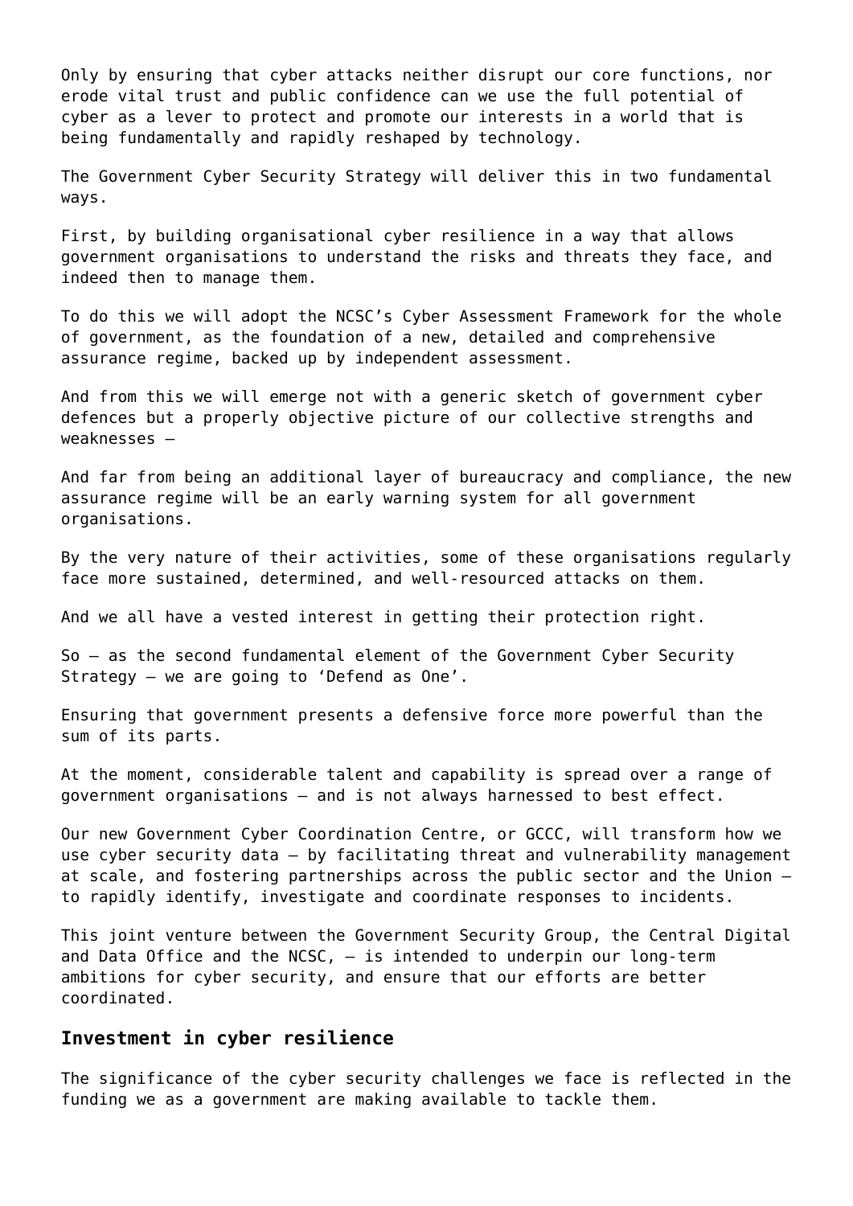Only by ensuring that cyber attacks neither disrupt our core functions, nor erode vital trust and public confidence can we use the full potential of cyber as a lever to protect and promote our interests in a world that is being fundamentally and rapidly reshaped by technology.

The Government Cyber Security Strategy will deliver this in two fundamental ways.

First, by building organisational cyber resilience in a way that allows government organisations to understand the risks and threats they face, and indeed then to manage them.

To do this we will adopt the NCSC's Cyber Assessment Framework for the whole of government, as the foundation of a new, detailed and comprehensive assurance regime, backed up by independent assessment.

And from this we will emerge not with a generic sketch of government cyber defences but a properly objective picture of our collective strengths and weaknesses –

And far from being an additional layer of bureaucracy and compliance, the new assurance regime will be an early warning system for all government organisations.

By the very nature of their activities, some of these organisations regularly face more sustained, determined, and well-resourced attacks on them.

And we all have a vested interest in getting their protection right.

So – as the second fundamental element of the Government Cyber Security Strategy – we are going to 'Defend as One'.

Ensuring that government presents a defensive force more powerful than the sum of its parts.

At the moment, considerable talent and capability is spread over a range of government organisations – and is not always harnessed to best effect.

Our new Government Cyber Coordination Centre, or GCCC, will transform how we use cyber security data – by facilitating threat and vulnerability management at scale, and fostering partnerships across the public sector and the Union – to rapidly identify, investigate and coordinate responses to incidents.

This joint venture between the Government Security Group, the Central Digital and Data Office and the NCSC, – is intended to underpin our long-term ambitions for cyber security, and ensure that our efforts are better coordinated.

## Investment in cyber resilience

The significance of the cyber security challenges we face is reflected in the funding we as a government are making available to tackle them.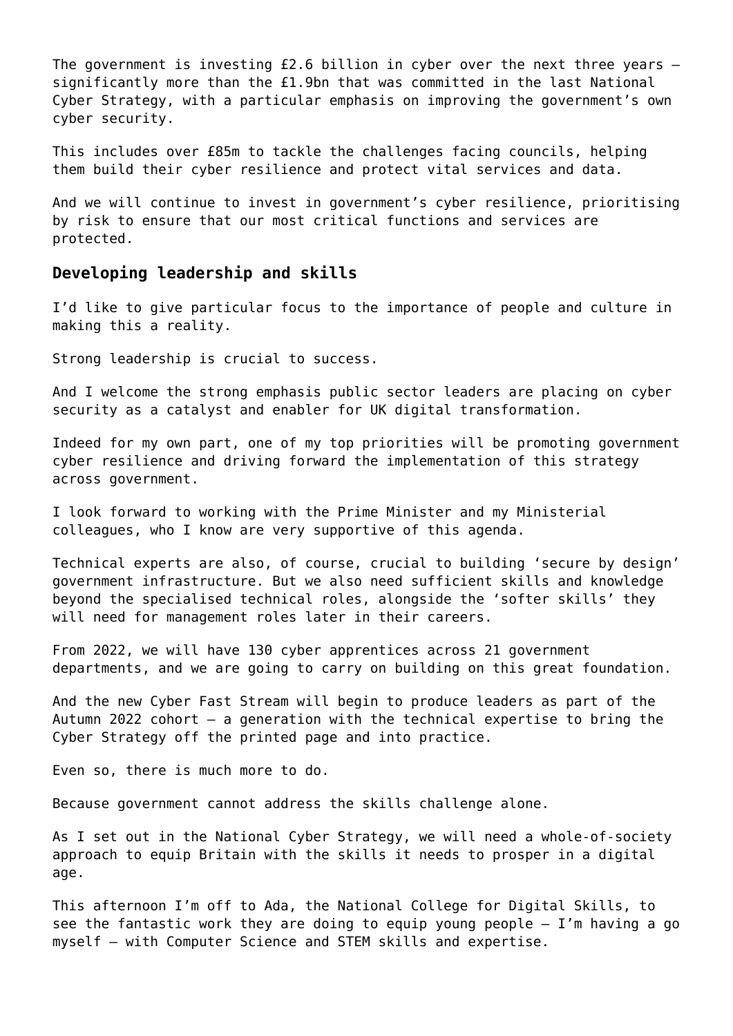The government is investing £2.6 billion in cyber over the next three years – significantly more than the £1.9bn that was committed in the last National Cyber Strategy, with a particular emphasis on improving the government's own cyber security.

This includes over £85m to tackle the challenges facing councils, helping them build their cyber resilience and protect vital services and data.

And we will continue to invest in government's cyber resilience, prioritising by risk to ensure that our most critical functions and services are protected.

### Developing leadership and skills

I'd like to give particular focus to the importance of people and culture in making this a reality.

Strong leadership is crucial to success.

And I welcome the strong emphasis public sector leaders are placing on cyber security as a catalyst and enabler for UK digital transformation.

Indeed for my own part, one of my top priorities will be promoting government cyber resilience and driving forward the implementation of this strategy across government.

I look forward to working with the Prime Minister and my Ministerial colleagues, who I know are very supportive of this agenda.

Technical experts are also, of course, crucial to building 'secure by design' government infrastructure. But we also need sufficient skills and knowledge beyond the specialised technical roles, alongside the 'softer skills' they will need for management roles later in their careers.

From 2022, we will have 130 cyber apprentices across 21 government departments, and we are going to carry on building on this great foundation.

And the new Cyber Fast Stream will begin to produce leaders as part of the Autumn 2022 cohort – a generation with the technical expertise to bring the Cyber Strategy off the printed page and into practice.

Even so, there is much more to do.

Because government cannot address the skills challenge alone.

As I set out in the National Cyber Strategy, we will need a whole-of-society approach to equip Britain with the skills it needs to prosper in a digital age.

This afternoon I'm off to Ada, the National College for Digital Skills, to see the fantastic work they are doing to equip young people – I'm having a go myself – with Computer Science and STEM skills and expertise.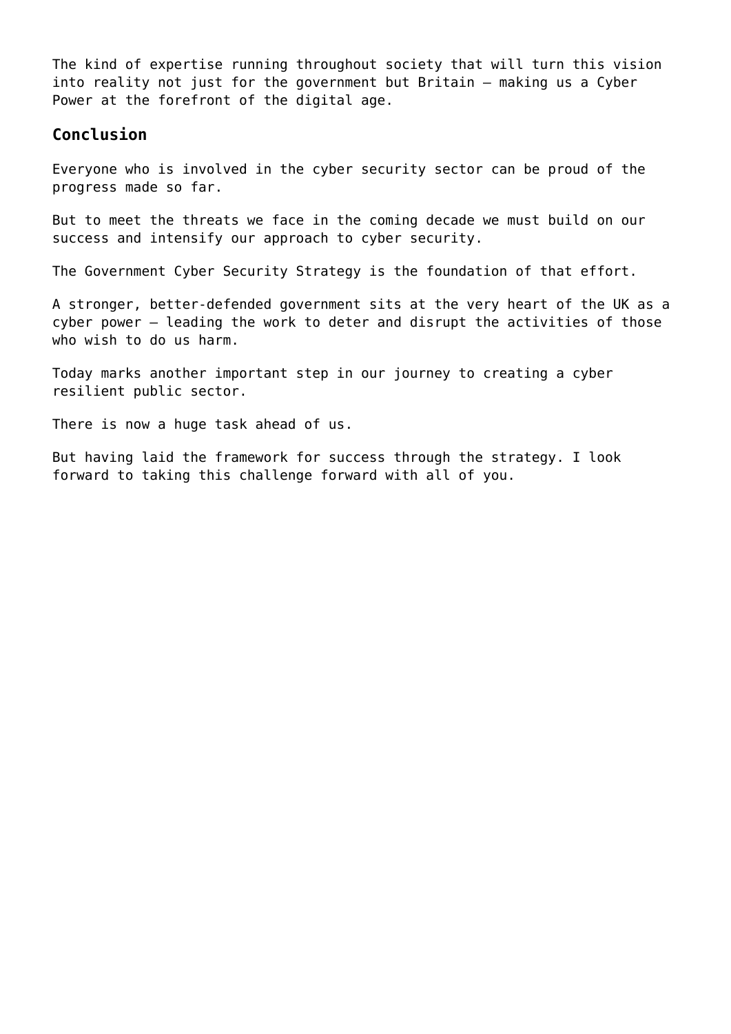The kind of expertise running throughout society that will turn this vision into reality not just for the government but Britain – making us a Cyber Power at the forefront of the digital age.

## Conclusion

Everyone who is involved in the cyber security sector can be proud of the progress made so far.

But to meet the threats we face in the coming decade we must build on our success and intensify our approach to cyber security.

The Government Cyber Security Strategy is the foundation of that effort.

A stronger, better-defended government sits at the very heart of the UK as a cyber power – leading the work to deter and disrupt the activities of those who wish to do us harm.

Today marks another important step in our journey to creating a cyber resilient public sector.

There is now a huge task ahead of us.

But having laid the framework for success through the strategy. I look forward to taking this challenge forward with all of you.